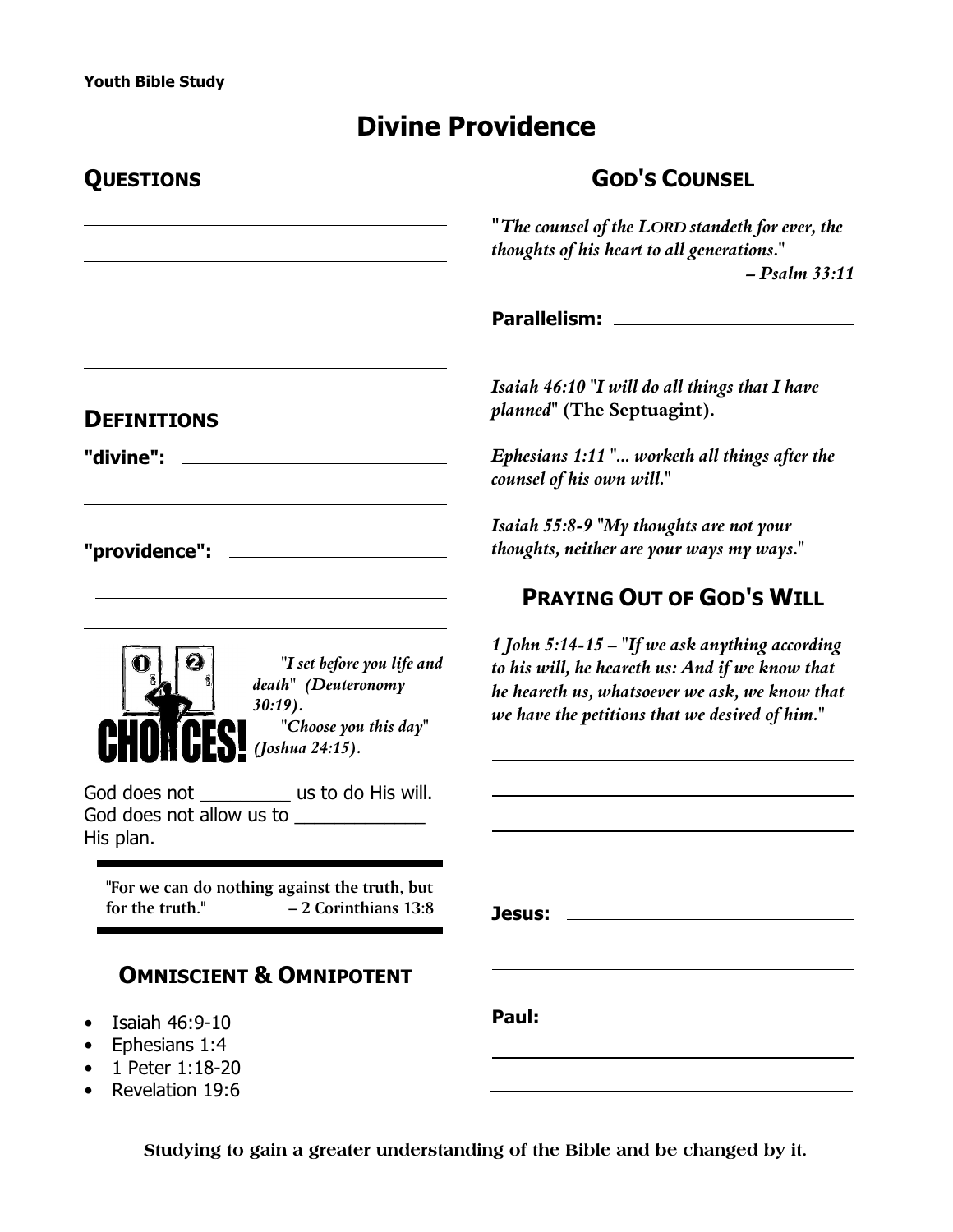Youth Bible Study

# Divine Providence

## QUESTIONS

______________________________________

______________________________________

______________________________________

______________________________________

______________________________________

## DEFINITIONS

**"divine":** ______________________________

______________________________________

**"providence":** __________________________

______________________________________

______________________________________

CHOICES!

*"I set before you life and death" (Deuteronomy 30:19).*

*"Choose you this day" (Joshua 24:15).*

God does not _________ us to do His will.
God does not allow us to _____________ His plan.

"For we can do nothing against the truth, but for the truth." – 2 Corinthians 13:8

## OMNISCIENT & OMNIPOTENT

- Isaiah 46:9-10
- Ephesians 1:4
- 1 Peter 1:18-20
- Revelation 19:6

## GOD'S COUNSEL

*"The counsel of the LORD standeth for ever, the thoughts of his heart to all generations."*
*– Psalm 33:11*

**Parallelism:** ______________________________

______________________________________

*Isaiah 46:10 "I will do all things that I have planned"* (The Septuagint).

*Ephesians 1:11 "... worketh all things after the counsel of his own will."*

*Isaiah 55:8-9 "My thoughts are not your thoughts, neither are your ways my ways."*

## PRAYING OUT OF GOD'S WILL

*1 John 5:14-15 – "If we ask anything according to his will, he heareth us: And if we know that he heareth us, whatsoever we ask, we know that we have the petitions that we desired of him."*

______________________________________

______________________________________

______________________________________

______________________________________

**Jesus:** ______________________________

______________________________________

**Paul:** ______________________________

______________________________________

______________________________________

Studying to gain a greater understanding of the Bible and be changed by it.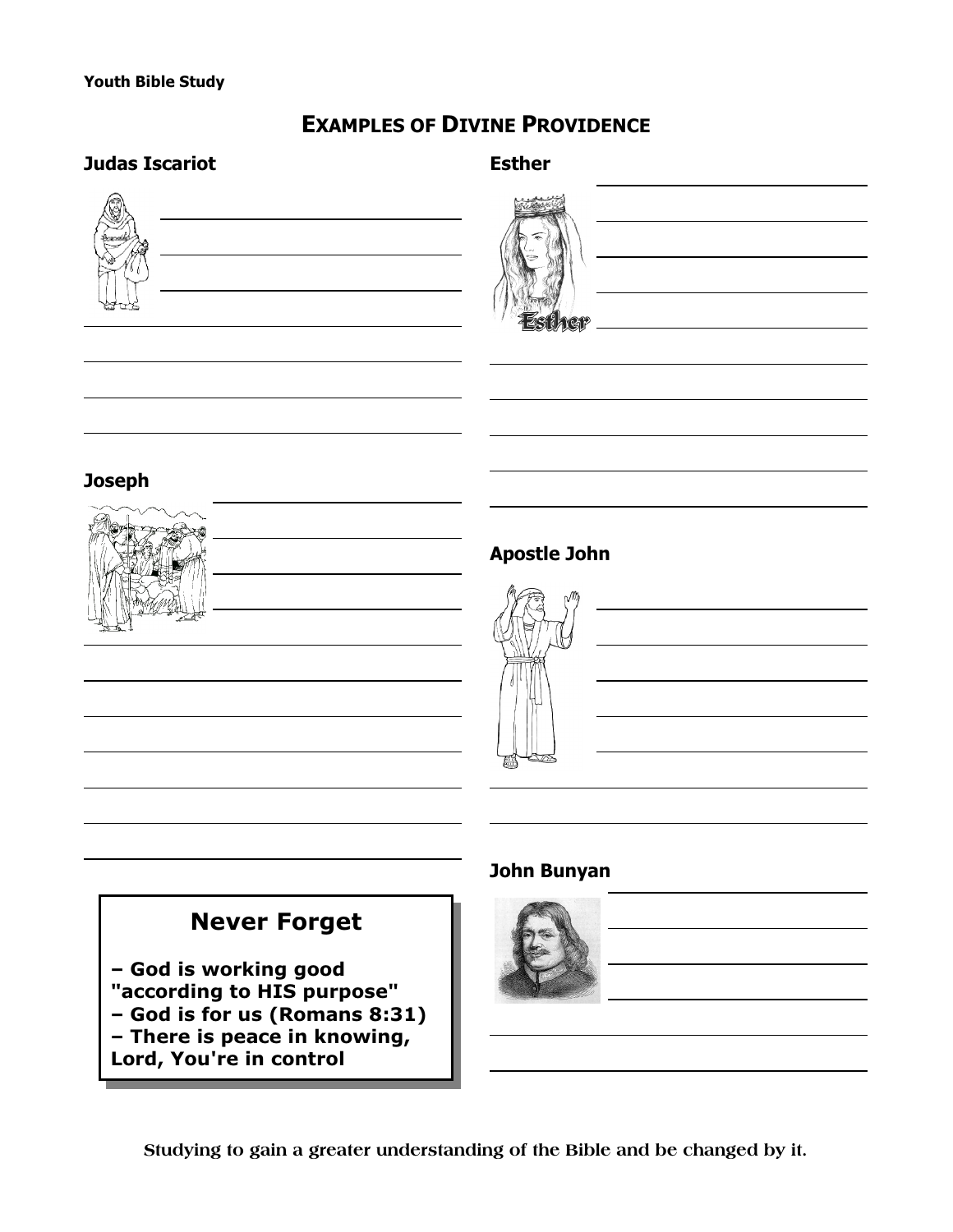Youth Bible Study

## EXAMPLES OF DIVINE PROVIDENCE

### Judas Iscariot

### Joseph

### Esther

### Apostle John

### John Bunyan

### Never Forget

- God is working good "according to HIS purpose"
- God is for us (Romans 8:31)
- There is peace in knowing, Lord, You're in control

Studying to gain a greater understanding of the Bible and be changed by it.